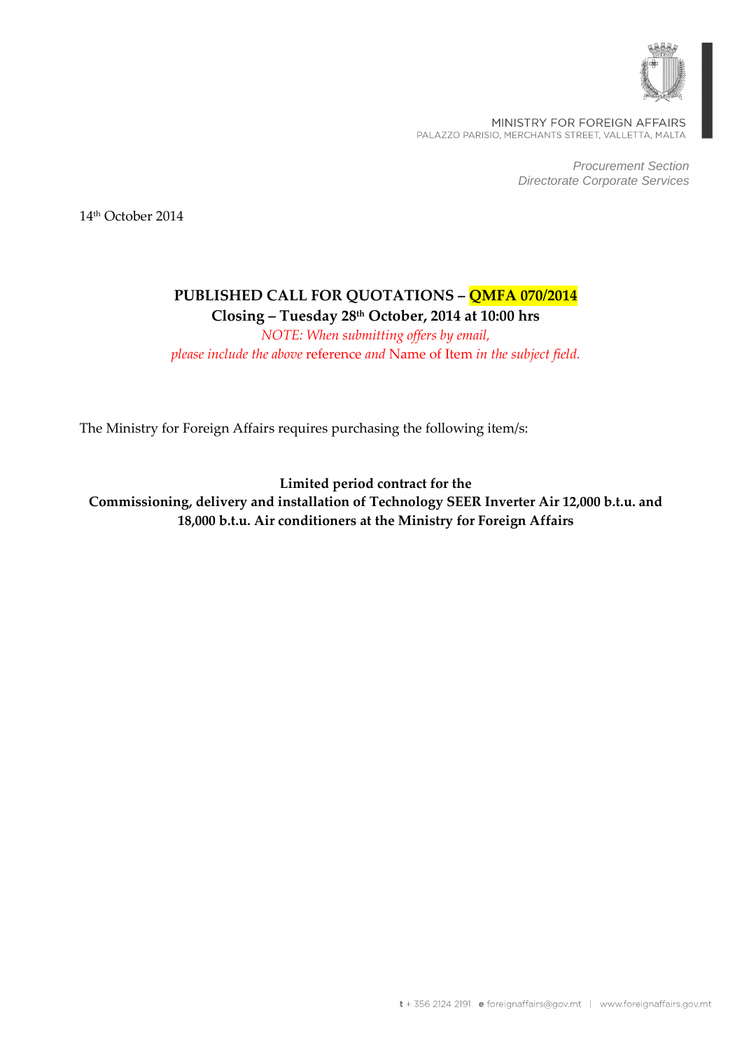MINISTRY FOR FOREIGN AFFAIRS
PALAZZO PARISIO, MERCHANTS STREET, VALLETTA, MALTA

*Procurement Section*
*Directorate Corporate Services*

14th October 2014

**PUBLISHED CALL FOR QUOTATIONS – QMFA 070/2014**
**Closing – Tuesday 28th October, 2014 at 10:00 hrs**

*NOTE: When submitting offers by email,*
*please include the above* reference *and* Name of Item *in the subject field.*

The Ministry for Foreign Affairs requires purchasing the following item/s:

**Limited period contract for the**
**Commissioning, delivery and installation of Technology SEER Inverter Air 12,000 b.t.u. and 18,000 b.t.u. Air conditioners at the Ministry for Foreign Affairs**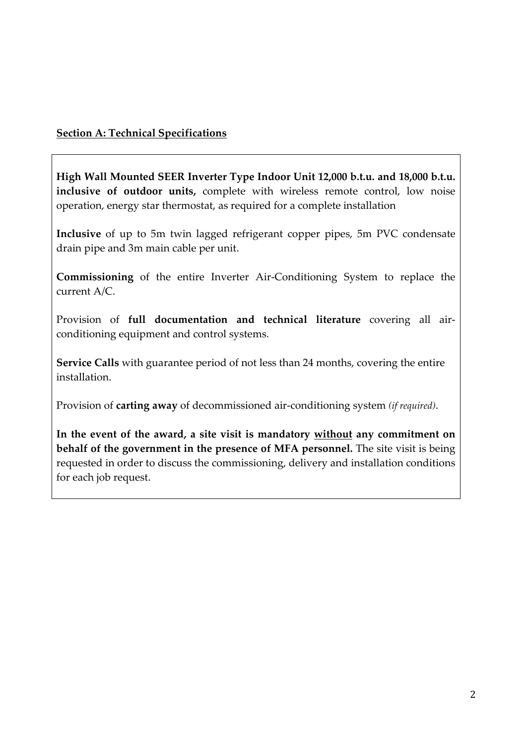**Section A: Technical Specifications**

**High Wall Mounted SEER Inverter Type Indoor Unit 12,000 b.t.u. and 18,000 b.t.u. inclusive of outdoor units,** complete with wireless remote control, low noise operation, energy star thermostat, as required for a complete installation

**Inclusive** of up to 5m twin lagged refrigerant copper pipes, 5m PVC condensate drain pipe and 3m main cable per unit.

**Commissioning** of the entire Inverter Air-Conditioning System to replace the current A/C.

Provision of **full documentation and technical literature** covering all air-conditioning equipment and control systems.

**Service Calls** with guarantee period of not less than 24 months, covering the entire installation.

Provision of **carting away** of decommissioned air-conditioning system *(if required)*.

**In the event of the award, a site visit is mandatory <u>without</u> any commitment on behalf of the government in the presence of MFA personnel.** The site visit is being requested in order to discuss the commissioning, delivery and installation conditions for each job request.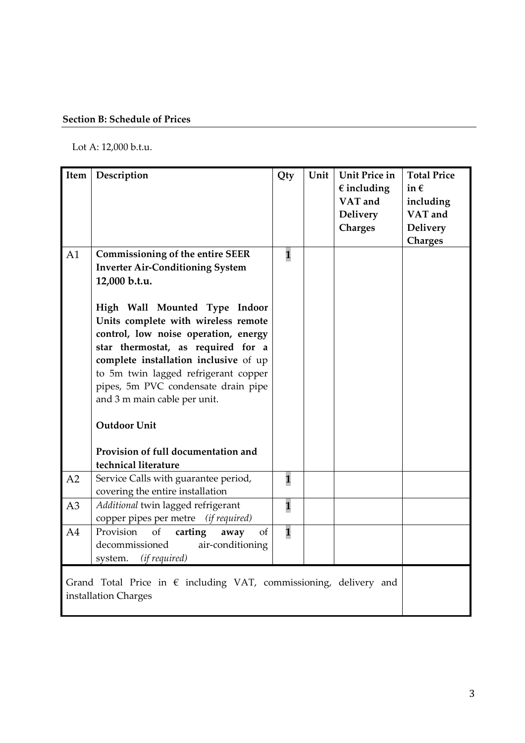**Section B: Schedule of Prices**

Lot A: 12,000 b.t.u.

| Item | Description | Qty | Unit | Unit Price in € including VAT and Delivery Charges | Total Price in € including VAT and Delivery Charges |
|---|---|---|---|---|---|
| A1 | **Commissioning of the entire SEER Inverter Air-Conditioning System 12,000 b.t.u.**<br><br>**High Wall Mounted Type Indoor Units complete with wireless remote control, low noise operation, energy star thermostat, as required for a complete installation inclusive** of up to 5m twin lagged refrigerant copper pipes, 5m PVC condensate drain pipe and 3 m main cable per unit.<br><br>**Outdoor Unit**<br><br>**Provision of full documentation and technical literature** | 1 | | | |
| A2 | Service Calls with guarantee period, covering the entire installation | 1 | | | |
| A3 | *Additional* twin lagged refrigerant copper pipes per metre *(if required)* | 1 | | | |
| A4 | Provision of **carting away** of decommissioned air-conditioning system. *(if required)* | 1 | | | |
| Grand Total Price in € including VAT, commissioning, delivery and installation Charges | | | | | |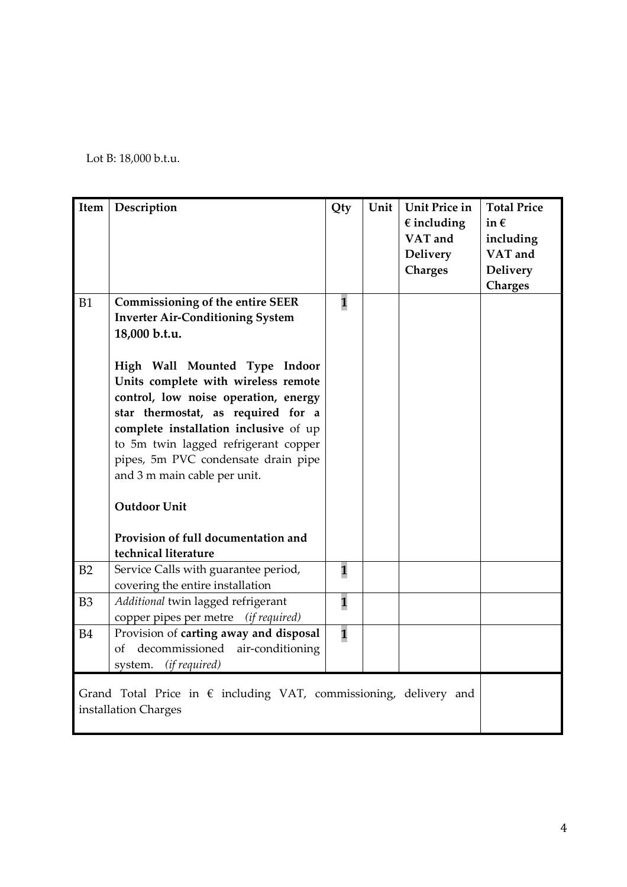Lot B: 18,000 b.t.u.

| Item | Description | Qty | Unit | Unit Price in € including VAT and Delivery Charges | Total Price in € including VAT and Delivery Charges |
|---|---|---|---|---|---|
| B1 | **Commissioning of the entire SEER Inverter Air-Conditioning System 18,000 b.t.u.**<br><br>**High Wall Mounted Type Indoor Units complete with wireless remote control, low noise operation, energy star thermostat, as required for a complete installation inclusive** of up to 5m twin lagged refrigerant copper pipes, 5m PVC condensate drain pipe and 3 m main cable per unit.<br><br>**Outdoor Unit**<br><br>**Provision of full documentation and technical literature** | 1 | | | |
| B2 | Service Calls with guarantee period, covering the entire installation | 1 | | | |
| B3 | *Additional* twin lagged refrigerant copper pipes per metre *(if required)* | 1 | | | |
| B4 | Provision of **carting away and disposal** of decommissioned air-conditioning system. *(if required)* | 1 | | | |
| Grand Total Price in € including VAT, commissioning, delivery and installation Charges | | | | | |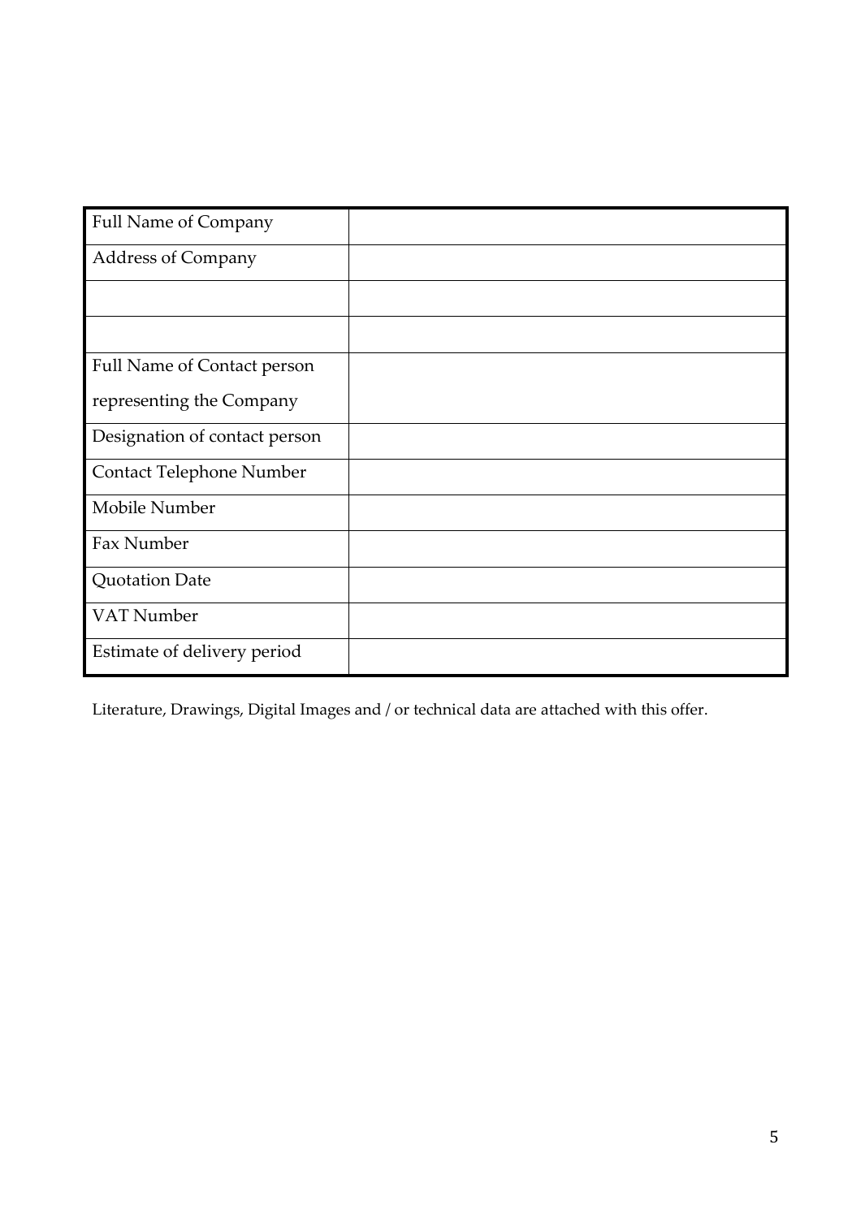| Full Name of Company | |
|---|---|
| Address of Company | |
| | |
| | |
| Full Name of Contact person representing the Company | |
| Designation of contact person | |
| Contact Telephone Number | |
| Mobile Number | |
| Fax Number | |
| Quotation Date | |
| VAT Number | |
| Estimate of delivery period | |

Literature, Drawings, Digital Images and / or technical data are attached with this offer.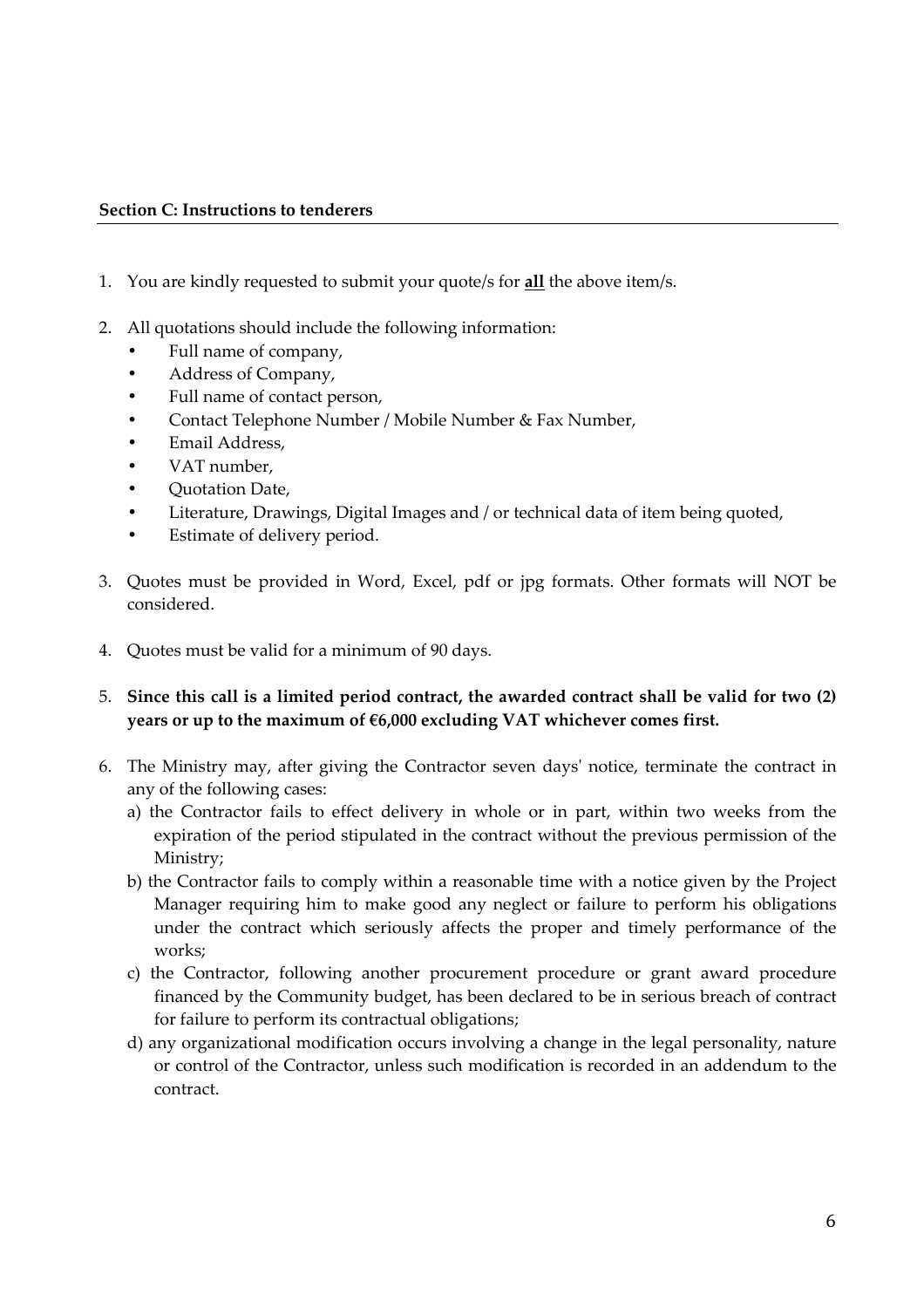**Section C: Instructions to tenderers**

1. You are kindly requested to submit your quote/s for **all** the above item/s.

2. All quotations should include the following information:
   - Full name of company,
   - Address of Company,
   - Full name of contact person,
   - Contact Telephone Number / Mobile Number & Fax Number,
   - Email Address,
   - VAT number,
   - Quotation Date,
   - Literature, Drawings, Digital Images and / or technical data of item being quoted,
   - Estimate of delivery period.

3. Quotes must be provided in Word, Excel, pdf or jpg formats. Other formats will NOT be considered.

4. Quotes must be valid for a minimum of 90 days.

5. **Since this call is a limited period contract, the awarded contract shall be valid for two (2) years or up to the maximum of €6,000 excluding VAT whichever comes first.**

6. The Ministry may, after giving the Contractor seven days' notice, terminate the contract in any of the following cases:
   a) the Contractor fails to effect delivery in whole or in part, within two weeks from the expiration of the period stipulated in the contract without the previous permission of the Ministry;
   b) the Contractor fails to comply within a reasonable time with a notice given by the Project Manager requiring him to make good any neglect or failure to perform his obligations under the contract which seriously affects the proper and timely performance of the works;
   c) the Contractor, following another procurement procedure or grant award procedure financed by the Community budget, has been declared to be in serious breach of contract for failure to perform its contractual obligations;
   d) any organizational modification occurs involving a change in the legal personality, nature or control of the Contractor, unless such modification is recorded in an addendum to the contract.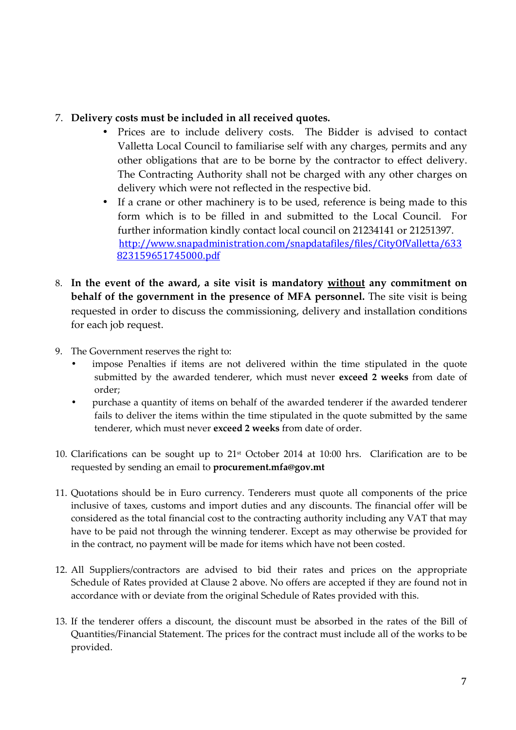7. **Delivery costs must be included in all received quotes.**
   - Prices are to include delivery costs. The Bidder is advised to contact Valletta Local Council to familiarise self with any charges, permits and any other obligations that are to be borne by the contractor to effect delivery. The Contracting Authority shall not be charged with any other charges on delivery which were not reflected in the respective bid.
   - If a crane or other machinery is to be used, reference is being made to this form which is to be filled in and submitted to the Local Council. For further information kindly contact local council on 21234141 or 21251397. http://www.snapadministration.com/snapdatafiles/files/CityOfValletta/633823159651745000.pdf

8. **In the event of the award, a site visit is mandatory <u>without</u> any commitment on behalf of the government in the presence of MFA personnel.** The site visit is being requested in order to discuss the commissioning, delivery and installation conditions for each job request.

9. The Government reserves the right to:
   - impose Penalties if items are not delivered within the time stipulated in the quote submitted by the awarded tenderer, which must never **exceed 2 weeks** from date of order;
   - purchase a quantity of items on behalf of the awarded tenderer if the awarded tenderer fails to deliver the items within the time stipulated in the quote submitted by the same tenderer, which must never **exceed 2 weeks** from date of order.

10. Clarifications can be sought up to 21st October 2014 at 10:00 hrs. Clarification are to be requested by sending an email to **procurement.mfa@gov.mt**

11. Quotations should be in Euro currency. Tenderers must quote all components of the price inclusive of taxes, customs and import duties and any discounts. The financial offer will be considered as the total financial cost to the contracting authority including any VAT that may have to be paid not through the winning tenderer. Except as may otherwise be provided for in the contract, no payment will be made for items which have not been costed.

12. All Suppliers/contractors are advised to bid their rates and prices on the appropriate Schedule of Rates provided at Clause 2 above. No offers are accepted if they are found not in accordance with or deviate from the original Schedule of Rates provided with this.

13. If the tenderer offers a discount, the discount must be absorbed in the rates of the Bill of Quantities/Financial Statement. The prices for the contract must include all of the works to be provided.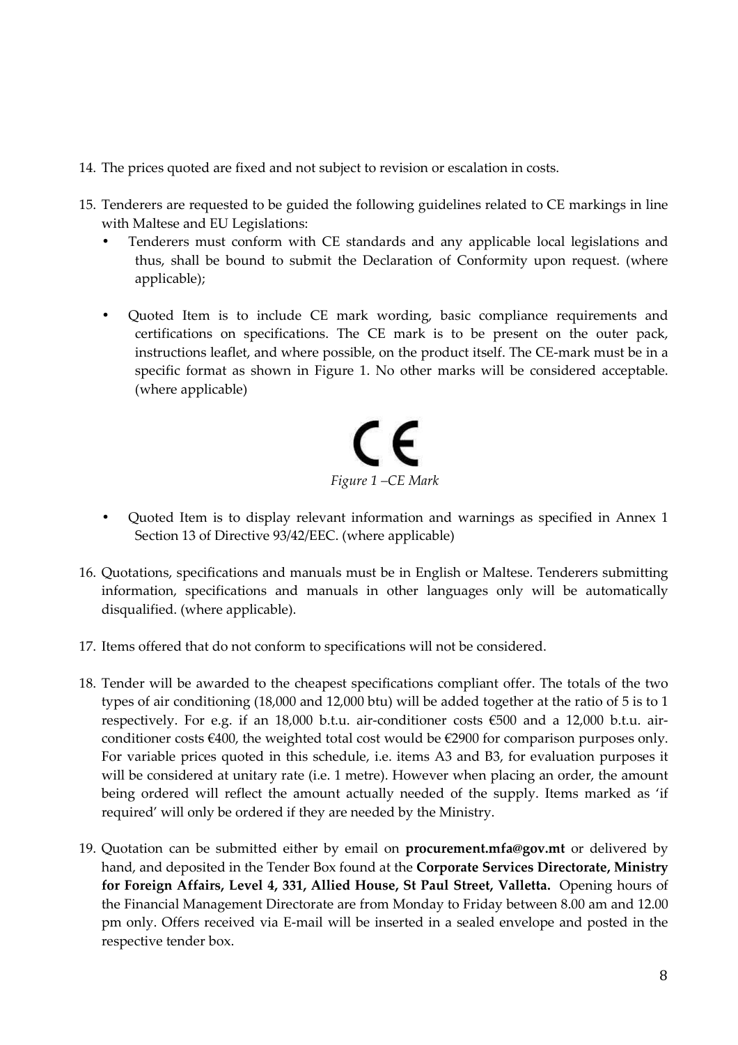14. The prices quoted are fixed and not subject to revision or escalation in costs.

15. Tenderers are requested to be guided the following guidelines related to CE markings in line with Maltese and EU Legislations:
    - Tenderers must conform with CE standards and any applicable local legislations and thus, shall be bound to submit the Declaration of Conformity upon request. (where applicable);
    - Quoted Item is to include CE mark wording, basic compliance requirements and certifications on specifications. The CE mark is to be present on the outer pack, instructions leaflet, and where possible, on the product itself. The CE-mark must be in a specific format as shown in Figure 1. No other marks will be considered acceptable. (where applicable)

    CE

    *Figure 1 –CE Mark*

    - Quoted Item is to display relevant information and warnings as specified in Annex 1 Section 13 of Directive 93/42/EEC. (where applicable)

16. Quotations, specifications and manuals must be in English or Maltese. Tenderers submitting information, specifications and manuals in other languages only will be automatically disqualified. (where applicable).

17. Items offered that do not conform to specifications will not be considered.

18. Tender will be awarded to the cheapest specifications compliant offer. The totals of the two types of air conditioning (18,000 and 12,000 btu) will be added together at the ratio of 5 is to 1 respectively. For e.g. if an 18,000 b.t.u. air-conditioner costs €500 and a 12,000 b.t.u. air-conditioner costs €400, the weighted total cost would be €2900 for comparison purposes only. For variable prices quoted in this schedule, i.e. items A3 and B3, for evaluation purposes it will be considered at unitary rate (i.e. 1 metre). However when placing an order, the amount being ordered will reflect the amount actually needed of the supply. Items marked as 'if required' will only be ordered if they are needed by the Ministry.

19. Quotation can be submitted either by email on **procurement.mfa@gov.mt** or delivered by hand, and deposited in the Tender Box found at the **Corporate Services Directorate, Ministry for Foreign Affairs, Level 4, 331, Allied House, St Paul Street, Valletta.** Opening hours of the Financial Management Directorate are from Monday to Friday between 8.00 am and 12.00 pm only. Offers received via E-mail will be inserted in a sealed envelope and posted in the respective tender box.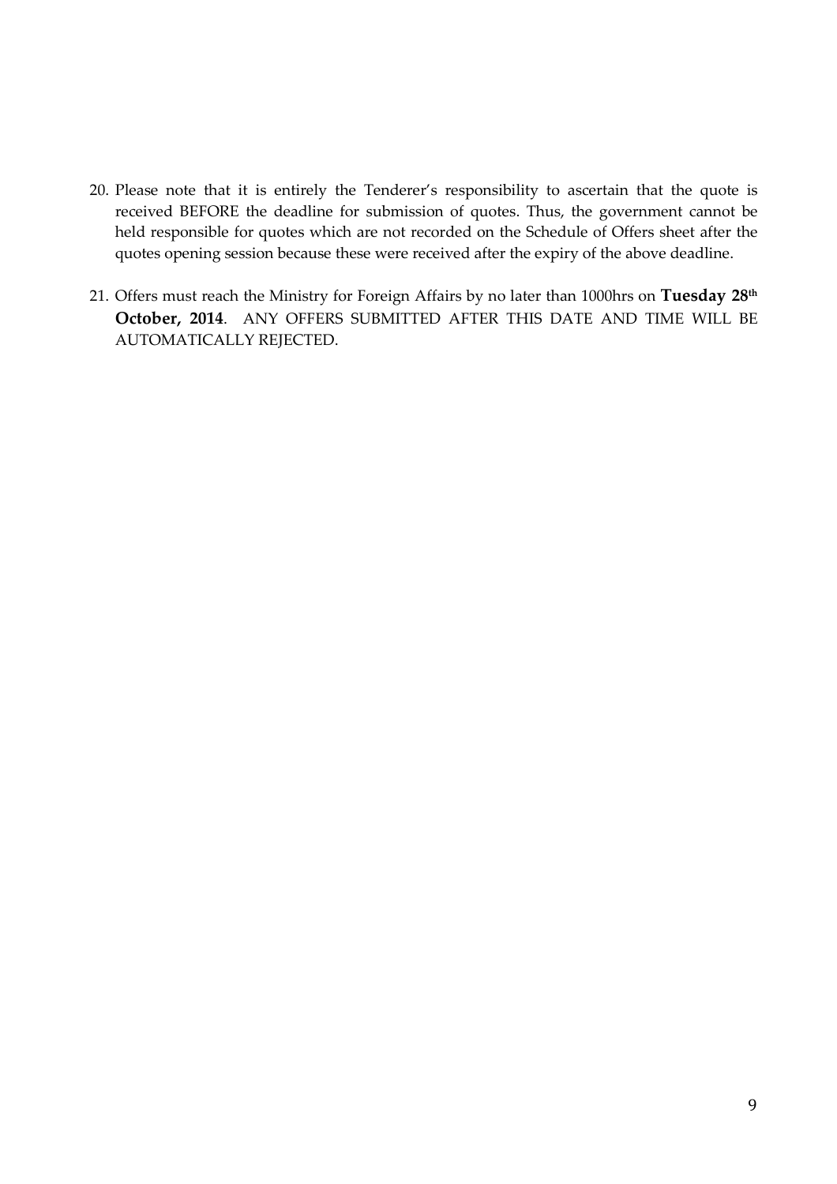20. Please note that it is entirely the Tenderer's responsibility to ascertain that the quote is received BEFORE the deadline for submission of quotes. Thus, the government cannot be held responsible for quotes which are not recorded on the Schedule of Offers sheet after the quotes opening session because these were received after the expiry of the above deadline.

21. Offers must reach the Ministry for Foreign Affairs by no later than 1000hrs on **Tuesday 28th October, 2014**. ANY OFFERS SUBMITTED AFTER THIS DATE AND TIME WILL BE AUTOMATICALLY REJECTED.